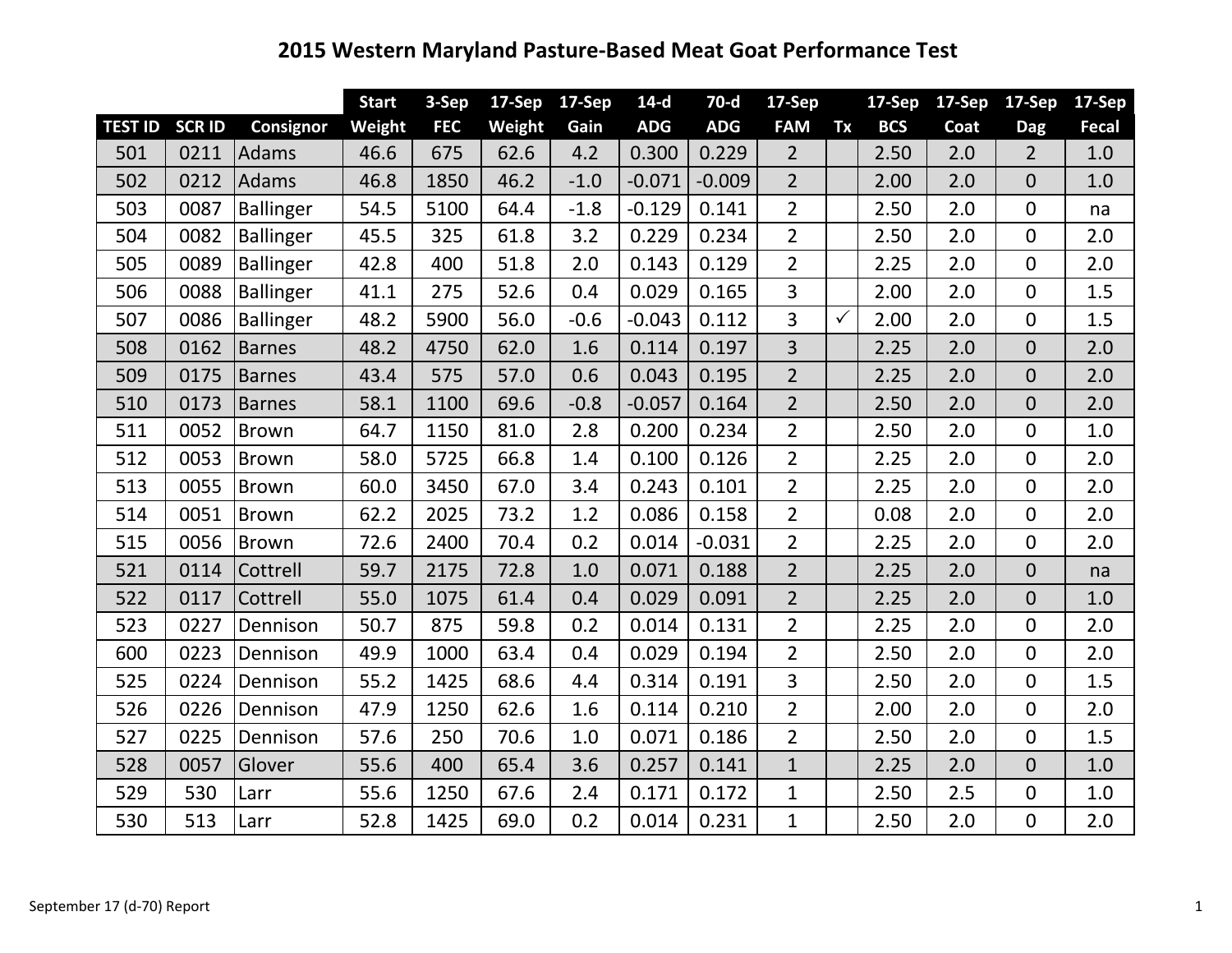# 2015 Western Maryland Pasture-Based Meat Goat Performance Test

| | | | Start | 3-Sep | 17-Sep | 17-Sep | 14-d | 70-d | 17-Sep | | 17-Sep | 17-Sep | 17-Sep | 17-Sep |
|---|---|---|---|---|---|---|---|---|---|---|---|---|---|---|
| **TEST ID** | **SCR ID** | **Consignor** | **Weight** | **FEC** | **Weight** | **Gain** | **ADG** | **ADG** | **FAM** | **Tx** | **BCS** | **Coat** | **Dag** | **Fecal** |
| 501 | 0211 | Adams | 46.6 | 675 | 62.6 | 4.2 | 0.300 | 0.229 | 2 | | 2.50 | 2.0 | 2 | 1.0 |
| 502 | 0212 | Adams | 46.8 | 1850 | 46.2 | -1.0 | -0.071 | -0.009 | 2 | | 2.00 | 2.0 | 0 | 1.0 |
| 503 | 0087 | Ballinger | 54.5 | 5100 | 64.4 | -1.8 | -0.129 | 0.141 | 2 | | 2.50 | 2.0 | 0 | na |
| 504 | 0082 | Ballinger | 45.5 | 325 | 61.8 | 3.2 | 0.229 | 0.234 | 2 | | 2.50 | 2.0 | 0 | 2.0 |
| 505 | 0089 | Ballinger | 42.8 | 400 | 51.8 | 2.0 | 0.143 | 0.129 | 2 | | 2.25 | 2.0 | 0 | 2.0 |
| 506 | 0088 | Ballinger | 41.1 | 275 | 52.6 | 0.4 | 0.029 | 0.165 | 3 | | 2.00 | 2.0 | 0 | 1.5 |
| 507 | 0086 | Ballinger | 48.2 | 5900 | 56.0 | -0.6 | -0.043 | 0.112 | 3 | ✓ | 2.00 | 2.0 | 0 | 1.5 |
| 508 | 0162 | Barnes | 48.2 | 4750 | 62.0 | 1.6 | 0.114 | 0.197 | 3 | | 2.25 | 2.0 | 0 | 2.0 |
| 509 | 0175 | Barnes | 43.4 | 575 | 57.0 | 0.6 | 0.043 | 0.195 | 2 | | 2.25 | 2.0 | 0 | 2.0 |
| 510 | 0173 | Barnes | 58.1 | 1100 | 69.6 | -0.8 | -0.057 | 0.164 | 2 | | 2.50 | 2.0 | 0 | 2.0 |
| 511 | 0052 | Brown | 64.7 | 1150 | 81.0 | 2.8 | 0.200 | 0.234 | 2 | | 2.50 | 2.0 | 0 | 1.0 |
| 512 | 0053 | Brown | 58.0 | 5725 | 66.8 | 1.4 | 0.100 | 0.126 | 2 | | 2.25 | 2.0 | 0 | 2.0 |
| 513 | 0055 | Brown | 60.0 | 3450 | 67.0 | 3.4 | 0.243 | 0.101 | 2 | | 2.25 | 2.0 | 0 | 2.0 |
| 514 | 0051 | Brown | 62.2 | 2025 | 73.2 | 1.2 | 0.086 | 0.158 | 2 | | 0.08 | 2.0 | 0 | 2.0 |
| 515 | 0056 | Brown | 72.6 | 2400 | 70.4 | 0.2 | 0.014 | -0.031 | 2 | | 2.25 | 2.0 | 0 | 2.0 |
| 521 | 0114 | Cottrell | 59.7 | 2175 | 72.8 | 1.0 | 0.071 | 0.188 | 2 | | 2.25 | 2.0 | 0 | na |
| 522 | 0117 | Cottrell | 55.0 | 1075 | 61.4 | 0.4 | 0.029 | 0.091 | 2 | | 2.25 | 2.0 | 0 | 1.0 |
| 523 | 0227 | Dennison | 50.7 | 875 | 59.8 | 0.2 | 0.014 | 0.131 | 2 | | 2.25 | 2.0 | 0 | 2.0 |
| 600 | 0223 | Dennison | 49.9 | 1000 | 63.4 | 0.4 | 0.029 | 0.194 | 2 | | 2.50 | 2.0 | 0 | 2.0 |
| 525 | 0224 | Dennison | 55.2 | 1425 | 68.6 | 4.4 | 0.314 | 0.191 | 3 | | 2.50 | 2.0 | 0 | 1.5 |
| 526 | 0226 | Dennison | 47.9 | 1250 | 62.6 | 1.6 | 0.114 | 0.210 | 2 | | 2.00 | 2.0 | 0 | 2.0 |
| 527 | 0225 | Dennison | 57.6 | 250 | 70.6 | 1.0 | 0.071 | 0.186 | 2 | | 2.50 | 2.0 | 0 | 1.5 |
| 528 | 0057 | Glover | 55.6 | 400 | 65.4 | 3.6 | 0.257 | 0.141 | 1 | | 2.25 | 2.0 | 0 | 1.0 |
| 529 | 530 | Larr | 55.6 | 1250 | 67.6 | 2.4 | 0.171 | 0.172 | 1 | | 2.50 | 2.5 | 0 | 1.0 |
| 530 | 513 | Larr | 52.8 | 1425 | 69.0 | 0.2 | 0.014 | 0.231 | 1 | | 2.50 | 2.0 | 0 | 2.0 |

September 17 (d-70) Report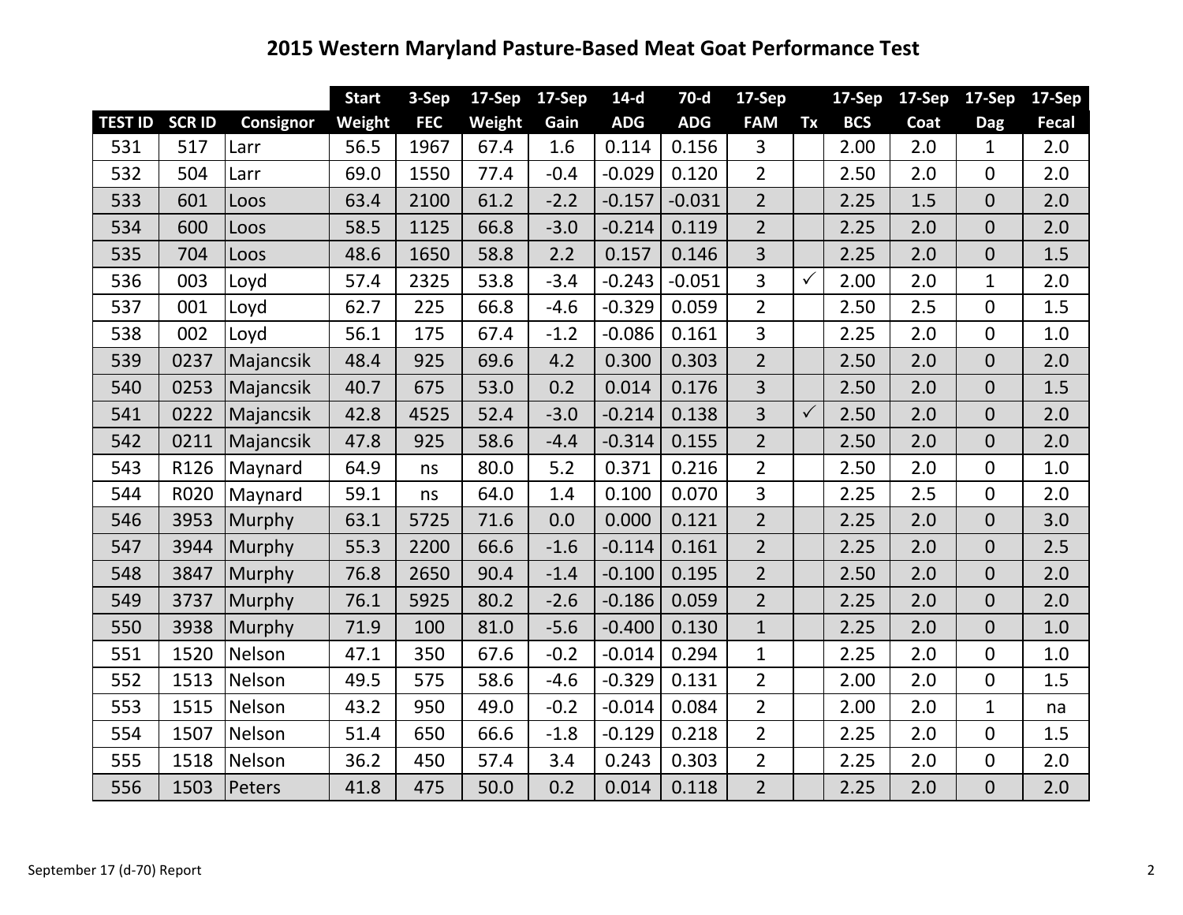# 2015 Western Maryland Pasture-Based Meat Goat Performance Test

| TEST ID | SCR ID | Consignor | Start Weight | 3-Sep FEC | 17-Sep Weight | 17-Sep Gain | 14-d ADG | 70-d ADG | 17-Sep FAM | Tx | 17-Sep BCS | 17-Sep Coat | 17-Sep Dag | 17-Sep Fecal |
|---|---|---|---|---|---|---|---|---|---|---|---|---|---|---|
| 531 | 517 | Larr | 56.5 | 1967 | 67.4 | 1.6 | 0.114 | 0.156 | 3 | | 2.00 | 2.0 | 1 | 2.0 |
| 532 | 504 | Larr | 69.0 | 1550 | 77.4 | -0.4 | -0.029 | 0.120 | 2 | | 2.50 | 2.0 | 0 | 2.0 |
| 533 | 601 | Loos | 63.4 | 2100 | 61.2 | -2.2 | -0.157 | -0.031 | 2 | | 2.25 | 1.5 | 0 | 2.0 |
| 534 | 600 | Loos | 58.5 | 1125 | 66.8 | -3.0 | -0.214 | 0.119 | 2 | | 2.25 | 2.0 | 0 | 2.0 |
| 535 | 704 | Loos | 48.6 | 1650 | 58.8 | 2.2 | 0.157 | 0.146 | 3 | | 2.25 | 2.0 | 0 | 1.5 |
| 536 | 003 | Loyd | 57.4 | 2325 | 53.8 | -3.4 | -0.243 | -0.051 | 3 | ✓ | 2.00 | 2.0 | 1 | 2.0 |
| 537 | 001 | Loyd | 62.7 | 225 | 66.8 | -4.6 | -0.329 | 0.059 | 2 | | 2.50 | 2.5 | 0 | 1.5 |
| 538 | 002 | Loyd | 56.1 | 175 | 67.4 | -1.2 | -0.086 | 0.161 | 3 | | 2.25 | 2.0 | 0 | 1.0 |
| 539 | 0237 | Majancsik | 48.4 | 925 | 69.6 | 4.2 | 0.300 | 0.303 | 2 | | 2.50 | 2.0 | 0 | 2.0 |
| 540 | 0253 | Majancsik | 40.7 | 675 | 53.0 | 0.2 | 0.014 | 0.176 | 3 | | 2.50 | 2.0 | 0 | 1.5 |
| 541 | 0222 | Majancsik | 42.8 | 4525 | 52.4 | -3.0 | -0.214 | 0.138 | 3 | ✓ | 2.50 | 2.0 | 0 | 2.0 |
| 542 | 0211 | Majancsik | 47.8 | 925 | 58.6 | -4.4 | -0.314 | 0.155 | 2 | | 2.50 | 2.0 | 0 | 2.0 |
| 543 | R126 | Maynard | 64.9 | ns | 80.0 | 5.2 | 0.371 | 0.216 | 2 | | 2.50 | 2.0 | 0 | 1.0 |
| 544 | R020 | Maynard | 59.1 | ns | 64.0 | 1.4 | 0.100 | 0.070 | 3 | | 2.25 | 2.5 | 0 | 2.0 |
| 546 | 3953 | Murphy | 63.1 | 5725 | 71.6 | 0.0 | 0.000 | 0.121 | 2 | | 2.25 | 2.0 | 0 | 3.0 |
| 547 | 3944 | Murphy | 55.3 | 2200 | 66.6 | -1.6 | -0.114 | 0.161 | 2 | | 2.25 | 2.0 | 0 | 2.5 |
| 548 | 3847 | Murphy | 76.8 | 2650 | 90.4 | -1.4 | -0.100 | 0.195 | 2 | | 2.50 | 2.0 | 0 | 2.0 |
| 549 | 3737 | Murphy | 76.1 | 5925 | 80.2 | -2.6 | -0.186 | 0.059 | 2 | | 2.25 | 2.0 | 0 | 2.0 |
| 550 | 3938 | Murphy | 71.9 | 100 | 81.0 | -5.6 | -0.400 | 0.130 | 1 | | 2.25 | 2.0 | 0 | 1.0 |
| 551 | 1520 | Nelson | 47.1 | 350 | 67.6 | -0.2 | -0.014 | 0.294 | 1 | | 2.25 | 2.0 | 0 | 1.0 |
| 552 | 1513 | Nelson | 49.5 | 575 | 58.6 | -4.6 | -0.329 | 0.131 | 2 | | 2.00 | 2.0 | 0 | 1.5 |
| 553 | 1515 | Nelson | 43.2 | 950 | 49.0 | -0.2 | -0.014 | 0.084 | 2 | | 2.00 | 2.0 | 1 | na |
| 554 | 1507 | Nelson | 51.4 | 650 | 66.6 | -1.8 | -0.129 | 0.218 | 2 | | 2.25 | 2.0 | 0 | 1.5 |
| 555 | 1518 | Nelson | 36.2 | 450 | 57.4 | 3.4 | 0.243 | 0.303 | 2 | | 2.25 | 2.0 | 0 | 2.0 |
| 556 | 1503 | Peters | 41.8 | 475 | 50.0 | 0.2 | 0.014 | 0.118 | 2 | | 2.25 | 2.0 | 0 | 2.0 |

September 17 (d-70) Report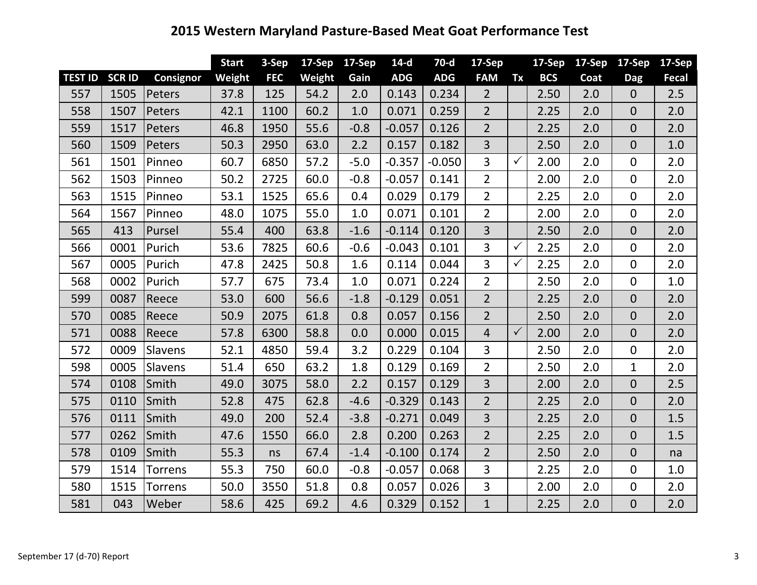# 2015 Western Maryland Pasture-Based Meat Goat Performance Test

| TEST ID | SCR ID | Consignor | Start Weight | 3-Sep FEC | 17-Sep Weight | 17-Sep Gain | 14-d ADG | 70-d ADG | 17-Sep FAM | Tx | 17-Sep BCS | 17-Sep Coat | 17-Sep Dag | 17-Sep Fecal |
|---|---|---|---|---|---|---|---|---|---|---|---|---|---|---|
| 557 | 1505 | Peters | 37.8 | 125 | 54.2 | 2.0 | 0.143 | 0.234 | 2 | | 2.50 | 2.0 | 0 | 2.5 |
| 558 | 1507 | Peters | 42.1 | 1100 | 60.2 | 1.0 | 0.071 | 0.259 | 2 | | 2.25 | 2.0 | 0 | 2.0 |
| 559 | 1517 | Peters | 46.8 | 1950 | 55.6 | -0.8 | -0.057 | 0.126 | 2 | | 2.25 | 2.0 | 0 | 2.0 |
| 560 | 1509 | Peters | 50.3 | 2950 | 63.0 | 2.2 | 0.157 | 0.182 | 3 | | 2.50 | 2.0 | 0 | 1.0 |
| 561 | 1501 | Pinneo | 60.7 | 6850 | 57.2 | -5.0 | -0.357 | -0.050 | 3 | ✓ | 2.00 | 2.0 | 0 | 2.0 |
| 562 | 1503 | Pinneo | 50.2 | 2725 | 60.0 | -0.8 | -0.057 | 0.141 | 2 | | 2.00 | 2.0 | 0 | 2.0 |
| 563 | 1515 | Pinneo | 53.1 | 1525 | 65.6 | 0.4 | 0.029 | 0.179 | 2 | | 2.25 | 2.0 | 0 | 2.0 |
| 564 | 1567 | Pinneo | 48.0 | 1075 | 55.0 | 1.0 | 0.071 | 0.101 | 2 | | 2.00 | 2.0 | 0 | 2.0 |
| 565 | 413 | Pursel | 55.4 | 400 | 63.8 | -1.6 | -0.114 | 0.120 | 3 | | 2.50 | 2.0 | 0 | 2.0 |
| 566 | 0001 | Purich | 53.6 | 7825 | 60.6 | -0.6 | -0.043 | 0.101 | 3 | ✓ | 2.25 | 2.0 | 0 | 2.0 |
| 567 | 0005 | Purich | 47.8 | 2425 | 50.8 | 1.6 | 0.114 | 0.044 | 3 | ✓ | 2.25 | 2.0 | 0 | 2.0 |
| 568 | 0002 | Purich | 57.7 | 675 | 73.4 | 1.0 | 0.071 | 0.224 | 2 | | 2.50 | 2.0 | 0 | 1.0 |
| 599 | 0087 | Reece | 53.0 | 600 | 56.6 | -1.8 | -0.129 | 0.051 | 2 | | 2.25 | 2.0 | 0 | 2.0 |
| 570 | 0085 | Reece | 50.9 | 2075 | 61.8 | 0.8 | 0.057 | 0.156 | 2 | | 2.50 | 2.0 | 0 | 2.0 |
| 571 | 0088 | Reece | 57.8 | 6300 | 58.8 | 0.0 | 0.000 | 0.015 | 4 | ✓ | 2.00 | 2.0 | 0 | 2.0 |
| 572 | 0009 | Slavens | 52.1 | 4850 | 59.4 | 3.2 | 0.229 | 0.104 | 3 | | 2.50 | 2.0 | 0 | 2.0 |
| 598 | 0005 | Slavens | 51.4 | 650 | 63.2 | 1.8 | 0.129 | 0.169 | 2 | | 2.50 | 2.0 | 1 | 2.0 |
| 574 | 0108 | Smith | 49.0 | 3075 | 58.0 | 2.2 | 0.157 | 0.129 | 3 | | 2.00 | 2.0 | 0 | 2.5 |
| 575 | 0110 | Smith | 52.8 | 475 | 62.8 | -4.6 | -0.329 | 0.143 | 2 | | 2.25 | 2.0 | 0 | 2.0 |
| 576 | 0111 | Smith | 49.0 | 200 | 52.4 | -3.8 | -0.271 | 0.049 | 3 | | 2.25 | 2.0 | 0 | 1.5 |
| 577 | 0262 | Smith | 47.6 | 1550 | 66.0 | 2.8 | 0.200 | 0.263 | 2 | | 2.25 | 2.0 | 0 | 1.5 |
| 578 | 0109 | Smith | 55.3 | ns | 67.4 | -1.4 | -0.100 | 0.174 | 2 | | 2.50 | 2.0 | 0 | na |
| 579 | 1514 | Torrens | 55.3 | 750 | 60.0 | -0.8 | -0.057 | 0.068 | 3 | | 2.25 | 2.0 | 0 | 1.0 |
| 580 | 1515 | Torrens | 50.0 | 3550 | 51.8 | 0.8 | 0.057 | 0.026 | 3 | | 2.00 | 2.0 | 0 | 2.0 |
| 581 | 043 | Weber | 58.6 | 425 | 69.2 | 4.6 | 0.329 | 0.152 | 1 | | 2.25 | 2.0 | 0 | 2.0 |

September 17 (d-70) Report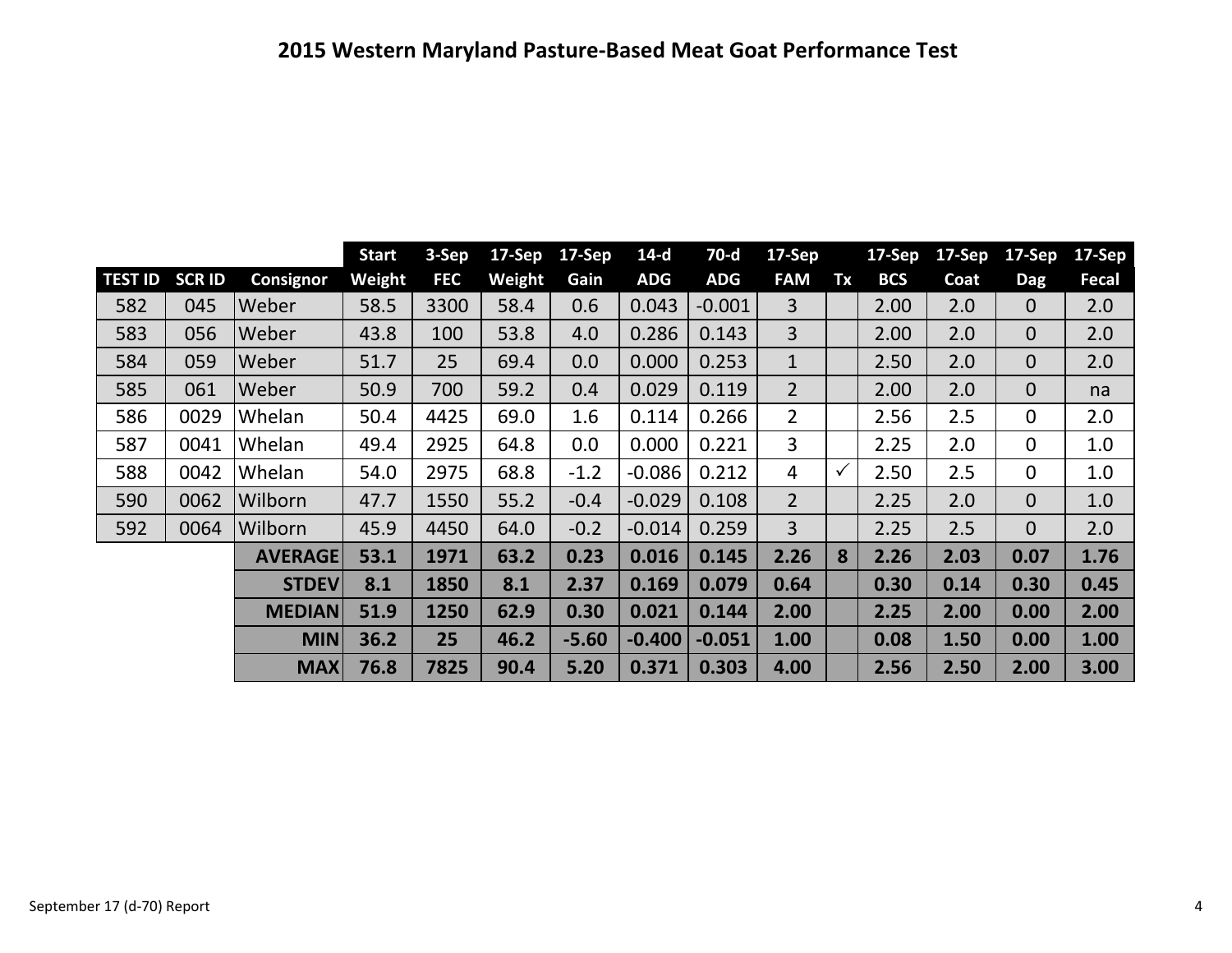# 2015 Western Maryland Pasture-Based Meat Goat Performance Test

| TEST ID | SCR ID | Consignor | Start Weight | 3-Sep FEC | 17-Sep Weight | 17-Sep Gain | 14-d ADG | 70-d ADG | 17-Sep FAM | Tx | 17-Sep BCS | 17-Sep Coat | 17-Sep Dag | 17-Sep Fecal |
|---|---|---|---|---|---|---|---|---|---|---|---|---|---|---|
| 582 | 045 | Weber | 58.5 | 3300 | 58.4 | 0.6 | 0.043 | -0.001 | 3 | | 2.00 | 2.0 | 0 | 2.0 |
| 583 | 056 | Weber | 43.8 | 100 | 53.8 | 4.0 | 0.286 | 0.143 | 3 | | 2.00 | 2.0 | 0 | 2.0 |
| 584 | 059 | Weber | 51.7 | 25 | 69.4 | 0.0 | 0.000 | 0.253 | 1 | | 2.50 | 2.0 | 0 | 2.0 |
| 585 | 061 | Weber | 50.9 | 700 | 59.2 | 0.4 | 0.029 | 0.119 | 2 | | 2.00 | 2.0 | 0 | na |
| 586 | 0029 | Whelan | 50.4 | 4425 | 69.0 | 1.6 | 0.114 | 0.266 | 2 | | 2.56 | 2.5 | 0 | 2.0 |
| 587 | 0041 | Whelan | 49.4 | 2925 | 64.8 | 0.0 | 0.000 | 0.221 | 3 | | 2.25 | 2.0 | 0 | 1.0 |
| 588 | 0042 | Whelan | 54.0 | 2975 | 68.8 | -1.2 | -0.086 | 0.212 | 4 | ✓ | 2.50 | 2.5 | 0 | 1.0 |
| 590 | 0062 | Wilborn | 47.7 | 1550 | 55.2 | -0.4 | -0.029 | 0.108 | 2 | | 2.25 | 2.0 | 0 | 1.0 |
| 592 | 0064 | Wilborn | 45.9 | 4450 | 64.0 | -0.2 | -0.014 | 0.259 | 3 | | 2.25 | 2.5 | 0 | 2.0 |
| | | **AVERAGE** | **53.1** | **1971** | **63.2** | **0.23** | **0.016** | **0.145** | **2.26** | **8** | **2.26** | **2.03** | **0.07** | **1.76** |
| | | **STDEV** | **8.1** | **1850** | **8.1** | **2.37** | **0.169** | **0.079** | **0.64** | | **0.30** | **0.14** | **0.30** | **0.45** |
| | | **MEDIAN** | **51.9** | **1250** | **62.9** | **0.30** | **0.021** | **0.144** | **2.00** | | **2.25** | **2.00** | **0.00** | **2.00** |
| | | **MIN** | **36.2** | **25** | **46.2** | **-5.60** | **-0.400** | **-0.051** | **1.00** | | **0.08** | **1.50** | **0.00** | **1.00** |
| | | **MAX** | **76.8** | **7825** | **90.4** | **5.20** | **0.371** | **0.303** | **4.00** | | **2.56** | **2.50** | **2.00** | **3.00** |

September 17 (d-70) Report